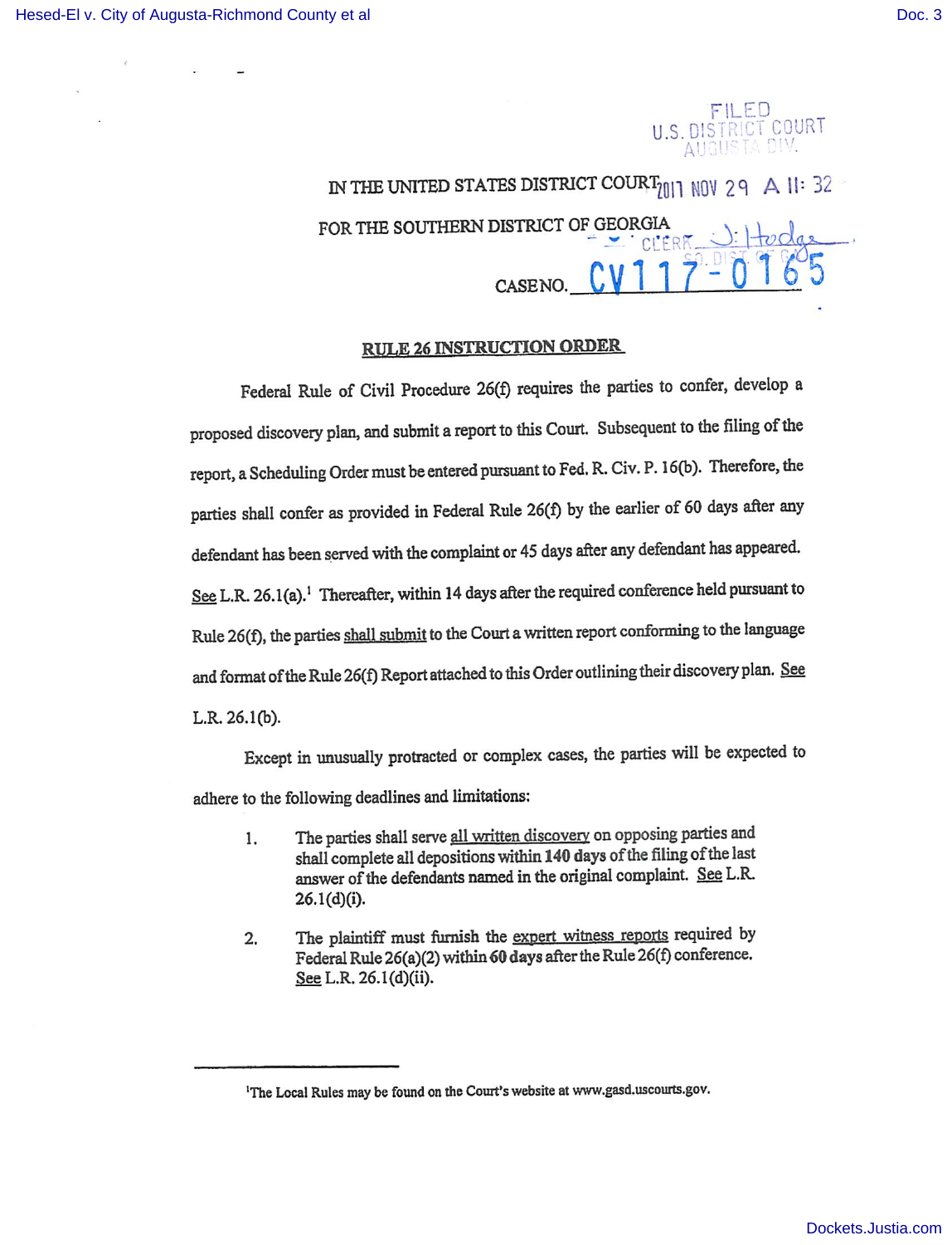FILED
U.S. DISTRICT COURT
AUGUSTA DIV.

IN THE UNITED STATES DISTRICT COURT 2017 NOV 29 A 11:32

FOR THE SOUTHERN DISTRICT OF GEORGIA

CLERK J. Hodge
SO. DIST. OF GA.

CASE NO. CV117-0165

## RULE 26 INSTRUCTION ORDER

Federal Rule of Civil Procedure 26(f) requires the parties to confer, develop a proposed discovery plan, and submit a report to this Court. Subsequent to the filing of the report, a Scheduling Order must be entered pursuant to Fed. R. Civ. P. 16(b). Therefore, the parties shall confer as provided in Federal Rule 26(f) by the earlier of 60 days after any defendant has been served with the complaint or 45 days after any defendant has appeared. See L.R. 26.1(a).[1] Thereafter, within 14 days after the required conference held pursuant to Rule 26(f), the parties shall submit to the Court a written report conforming to the language and format of the Rule 26(f) Report attached to this Order outlining their discovery plan. See L.R. 26.1(b).

Except in unusually protracted or complex cases, the parties will be expected to adhere to the following deadlines and limitations:

1. The parties shall serve all written discovery on opposing parties and shall complete all depositions within **140 days** of the filing of the last answer of the defendants named in the original complaint. See L.R. 26.1(d)(i).

2. The plaintiff must furnish the expert witness reports required by Federal Rule 26(a)(2) within **60 days** after the Rule 26(f) conference. See L.R. 26.1(d)(ii).

---

[1] The Local Rules may be found on the Court's website at www.gasd.uscourts.gov.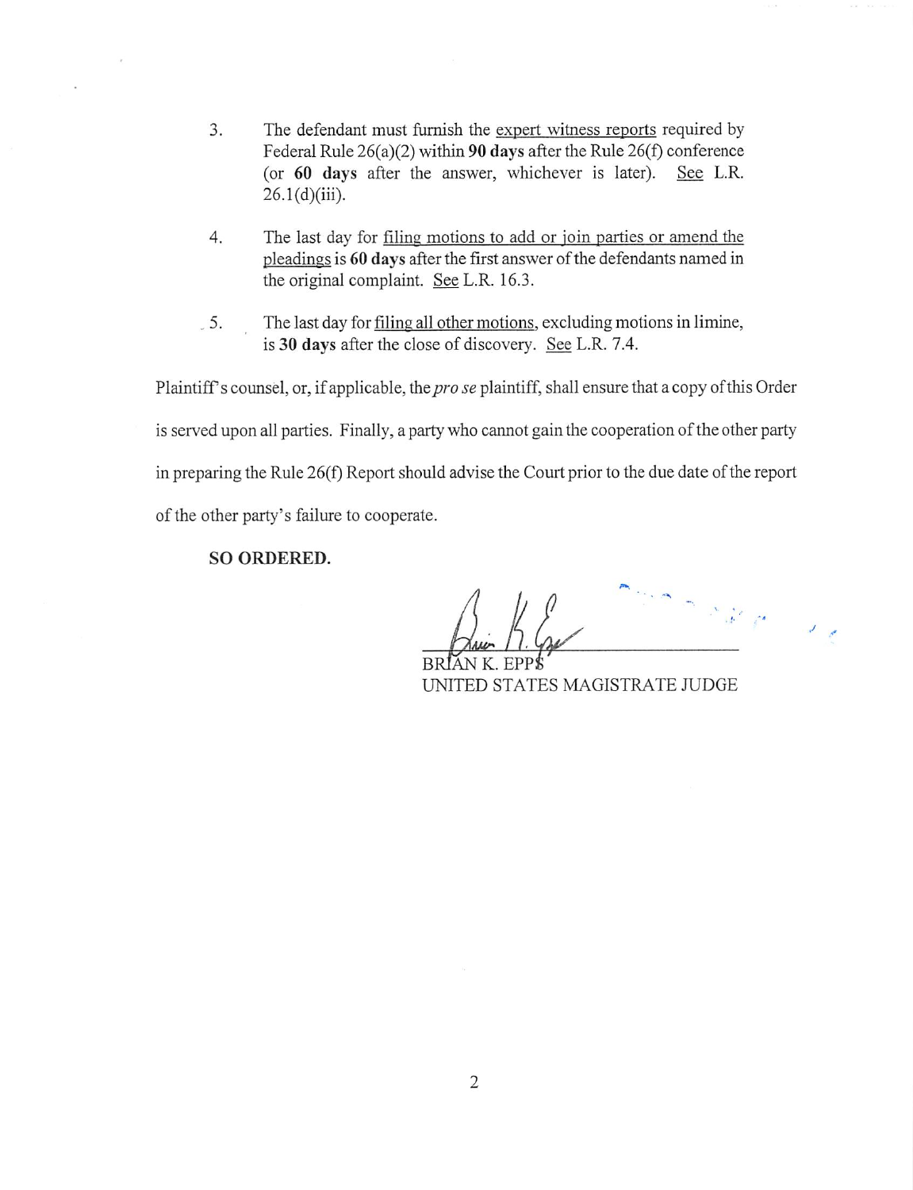3. The defendant must furnish the expert witness reports required by Federal Rule 26(a)(2) within **90 days** after the Rule 26(f) conference (or **60 days** after the answer, whichever is later). See L.R. 26.1(d)(iii).

4. The last day for filing motions to add or join parties or amend the pleadings is **60 days** after the first answer of the defendants named in the original complaint. See L.R. 16.3.

5. The last day for filing all other motions, excluding motions in limine, is **30 days** after the close of discovery. See L.R. 7.4.

Plaintiff's counsel, or, if applicable, the *pro se* plaintiff, shall ensure that a copy of this Order is served upon all parties. Finally, a party who cannot gain the cooperation of the other party in preparing the Rule 26(f) Report should advise the Court prior to the due date of the report of the other party's failure to cooperate.

**SO ORDERED.**

BRIAN K. EPPS
UNITED STATES MAGISTRATE JUDGE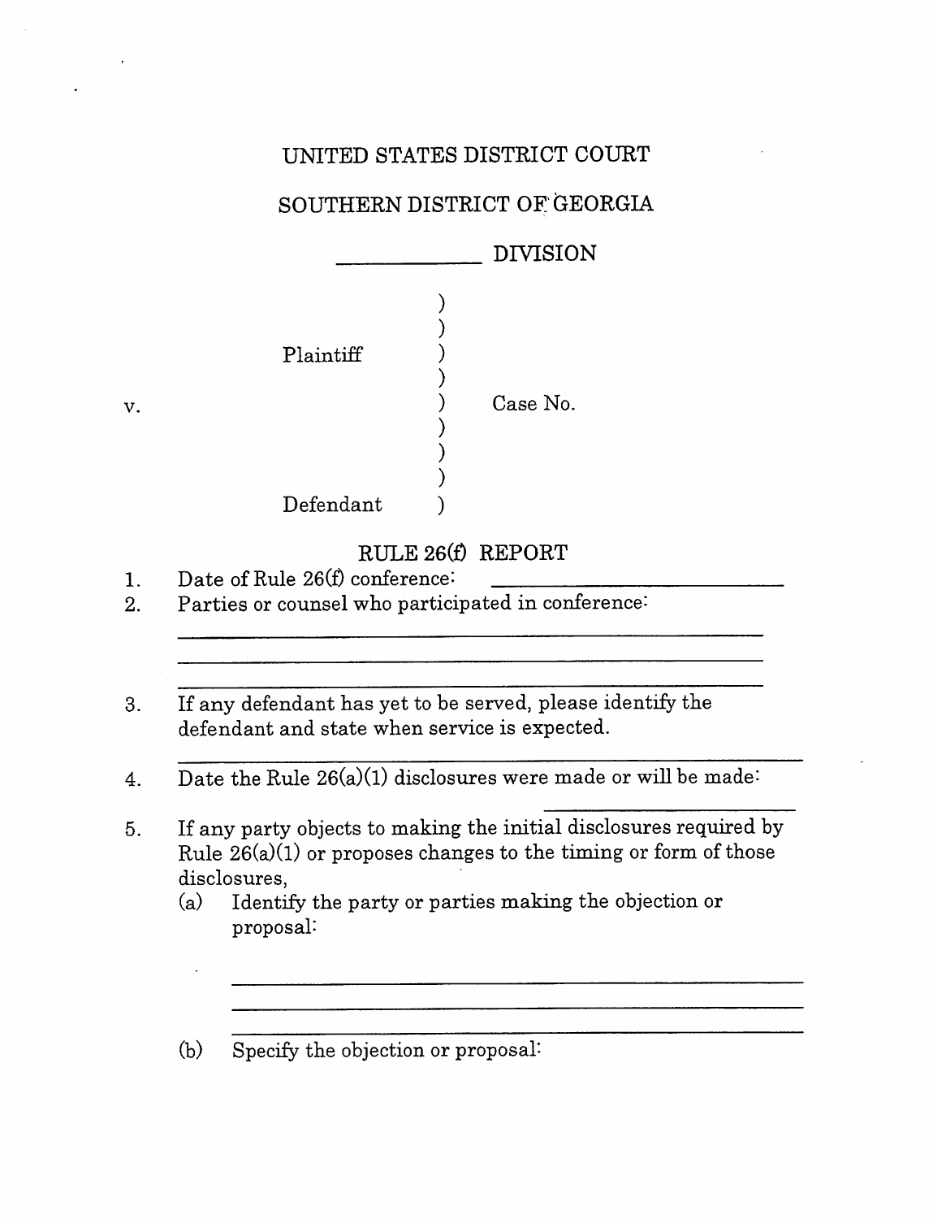UNITED STATES DISTRICT COURT

SOUTHERN DISTRICT OF GEORGIA

\_\_\_\_\_\_\_\_\_\_\_\_ DIVISION

```
                                    )
                                    )
              Plaintiff             )
                                    )
v.                                  )     Case No.
                                    )
                                    )
                                    )
              Defendant             )
```

RULE 26(f) REPORT

1. Date of Rule 26(f) conference: \_\_\_\_\_\_\_\_\_\_\_\_\_\_\_\_\_\_\_\_\_\_\_\_
2. Parties or counsel who participated in conference:

   \_\_\_\_\_\_\_\_\_\_\_\_\_\_\_\_\_\_\_\_\_\_\_\_\_\_\_\_\_\_\_\_\_\_\_\_\_\_\_\_\_\_\_\_\_\_\_\_\_\_

   \_\_\_\_\_\_\_\_\_\_\_\_\_\_\_\_\_\_\_\_\_\_\_\_\_\_\_\_\_\_\_\_\_\_\_\_\_\_\_\_\_\_\_\_\_\_\_\_\_\_

   \_\_\_\_\_\_\_\_\_\_\_\_\_\_\_\_\_\_\_\_\_\_\_\_\_\_\_\_\_\_\_\_\_\_\_\_\_\_\_\_\_\_\_\_\_\_\_\_\_\_

3. If any defendant has yet to be served, please identify the defendant and state when service is expected.

   \_\_\_\_\_\_\_\_\_\_\_\_\_\_\_\_\_\_\_\_\_\_\_\_\_\_\_\_\_\_\_\_\_\_\_\_\_\_\_\_\_\_\_\_\_\_\_\_\_\_

4. Date the Rule 26(a)(1) disclosures were made or will be made:

   \_\_\_\_\_\_\_\_\_\_\_\_\_\_\_\_\_\_

5. If any party objects to making the initial disclosures required by Rule 26(a)(1) or proposes changes to the timing or form of those disclosures,
   (a) Identify the party or parties making the objection or proposal:

   \_\_\_\_\_\_\_\_\_\_\_\_\_\_\_\_\_\_\_\_\_\_\_\_\_\_\_\_\_\_\_\_\_\_\_\_\_\_\_\_\_\_\_\_\_\_\_\_\_\_

   \_\_\_\_\_\_\_\_\_\_\_\_\_\_\_\_\_\_\_\_\_\_\_\_\_\_\_\_\_\_\_\_\_\_\_\_\_\_\_\_\_\_\_\_\_\_\_\_\_\_

   \_\_\_\_\_\_\_\_\_\_\_\_\_\_\_\_\_\_\_\_\_\_\_\_\_\_\_\_\_\_\_\_\_\_\_\_\_\_\_\_\_\_\_\_\_\_\_\_\_\_

   (b) Specify the objection or proposal: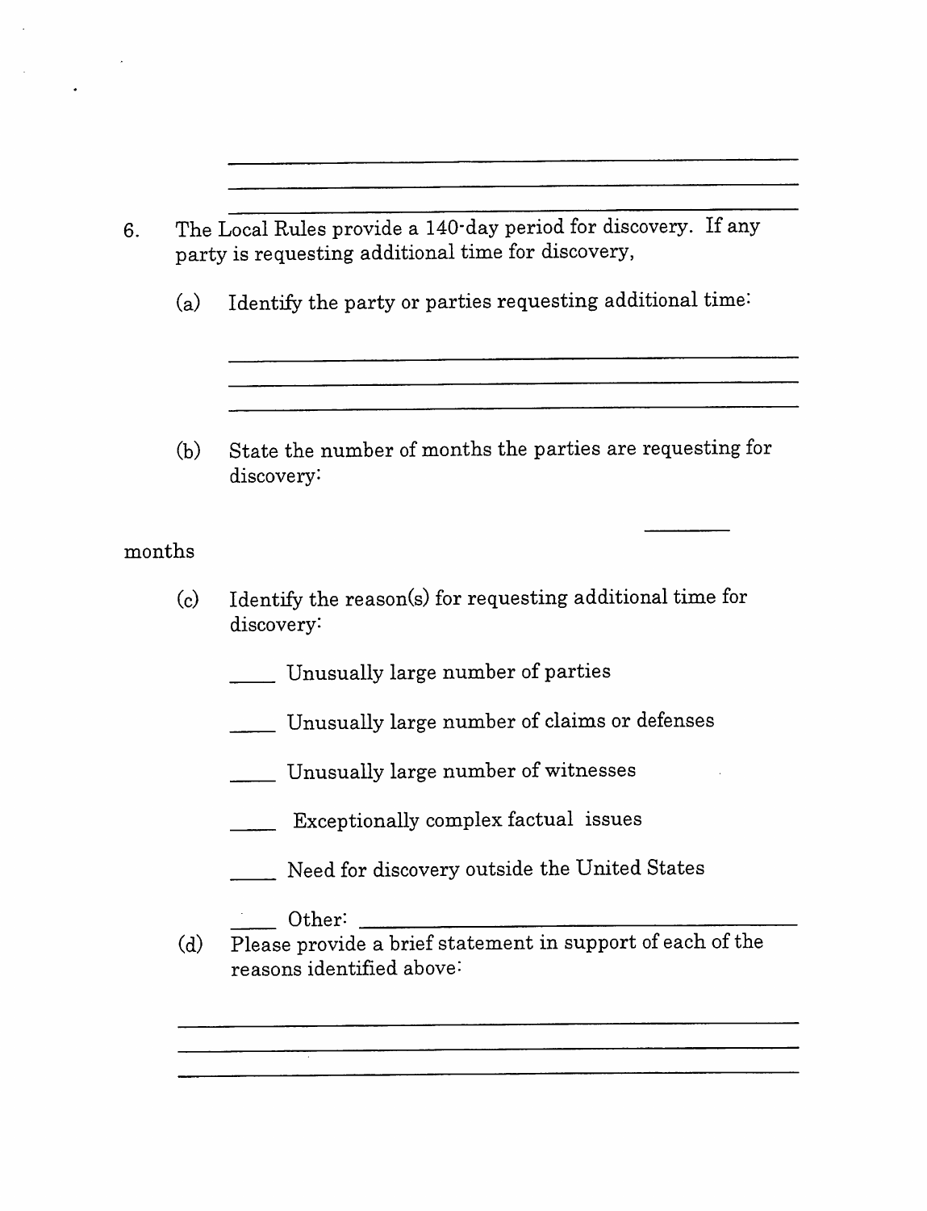______________________________________________________

______________________________________________________

______________________________________________________

6. The Local Rules provide a 140-day period for discovery. If any party is requesting additional time for discovery,

   (a) Identify the party or parties requesting additional time:

   ______________________________________________________

   ______________________________________________________

   ______________________________________________________

   (b) State the number of months the parties are requesting for discovery:

   ________

months

   (c) Identify the reason(s) for requesting additional time for discovery:

   ____ Unusually large number of parties

   ____ Unusually large number of claims or defenses

   ____ Unusually large number of witnesses

   ____ Exceptionally complex factual issues

   ____ Need for discovery outside the United States

   ____ Other: ______________________________________

   (d) Please provide a brief statement in support of each of the reasons identified above:

   ______________________________________________________

   ______________________________________________________

   ______________________________________________________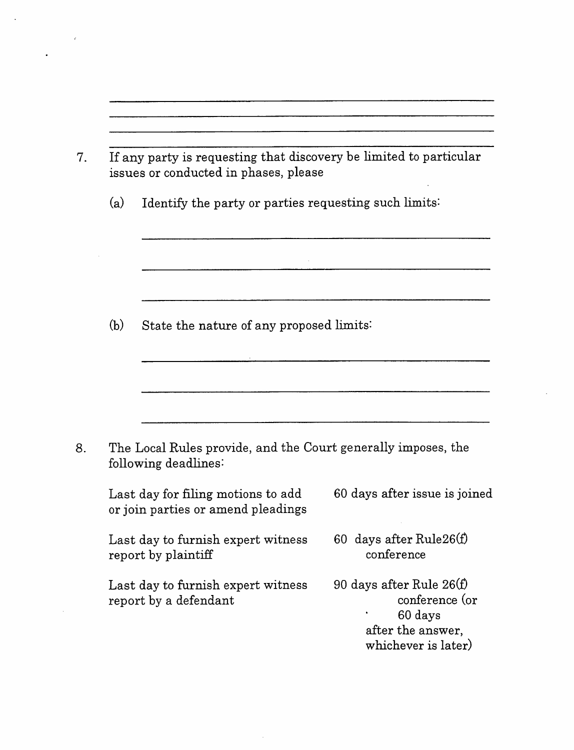7. If any party is requesting that discovery be limited to particular issues or conducted in phases, please

   (a) Identify the party or parties requesting such limits:

   (b) State the nature of any proposed limits:

8. The Local Rules provide, and the Court generally imposes, the following deadlines:

| | |
|---|---|
| Last day for filing motions to add or join parties or amend pleadings | 60 days after issue is joined |
| Last day to furnish expert witness report by plaintiff | 60 days after Rule26(f) conference |
| Last day to furnish expert witness report by a defendant | 90 days after Rule 26(f) conference (or 60 days after the answer, whichever is later) |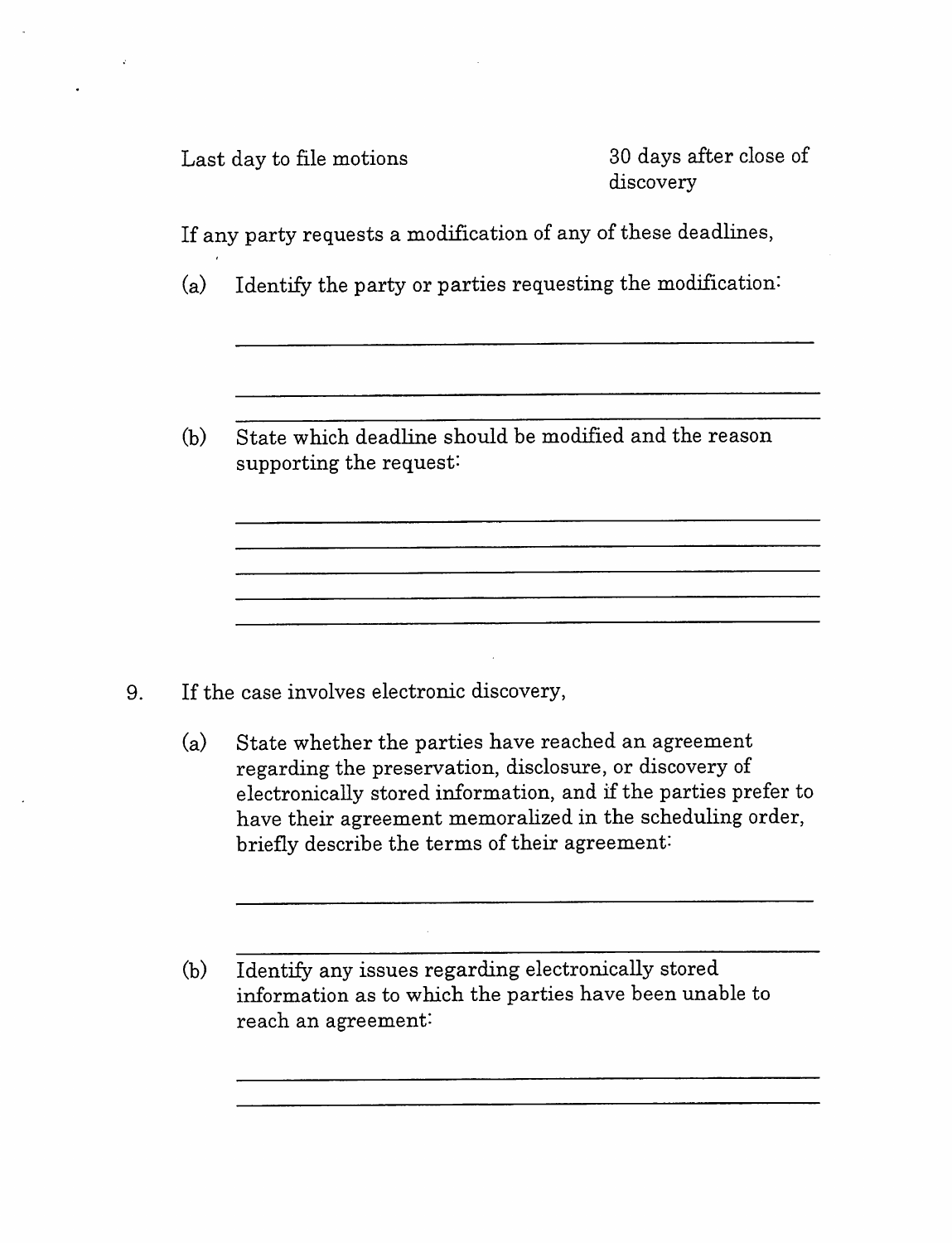| | |
|---|---|
| Last day to file motions | 30 days after close of discovery |

If any party requests a modification of any of these deadlines,

(a) Identify the party or parties requesting the modification:

\_\_\_\_\_\_\_\_\_\_\_\_\_\_\_\_\_\_\_\_\_\_\_\_\_\_\_\_\_\_\_\_\_\_\_\_\_\_\_\_\_\_\_\_\_\_\_\_\_\_\_\_

\_\_\_\_\_\_\_\_\_\_\_\_\_\_\_\_\_\_\_\_\_\_\_\_\_\_\_\_\_\_\_\_\_\_\_\_\_\_\_\_\_\_\_\_\_\_\_\_\_\_\_\_

\_\_\_\_\_\_\_\_\_\_\_\_\_\_\_\_\_\_\_\_\_\_\_\_\_\_\_\_\_\_\_\_\_\_\_\_\_\_\_\_\_\_\_\_\_\_\_\_\_\_\_\_

(b) State which deadline should be modified and the reason supporting the request:

\_\_\_\_\_\_\_\_\_\_\_\_\_\_\_\_\_\_\_\_\_\_\_\_\_\_\_\_\_\_\_\_\_\_\_\_\_\_\_\_\_\_\_\_\_\_\_\_\_\_\_\_

\_\_\_\_\_\_\_\_\_\_\_\_\_\_\_\_\_\_\_\_\_\_\_\_\_\_\_\_\_\_\_\_\_\_\_\_\_\_\_\_\_\_\_\_\_\_\_\_\_\_\_\_

\_\_\_\_\_\_\_\_\_\_\_\_\_\_\_\_\_\_\_\_\_\_\_\_\_\_\_\_\_\_\_\_\_\_\_\_\_\_\_\_\_\_\_\_\_\_\_\_\_\_\_\_

\_\_\_\_\_\_\_\_\_\_\_\_\_\_\_\_\_\_\_\_\_\_\_\_\_\_\_\_\_\_\_\_\_\_\_\_\_\_\_\_\_\_\_\_\_\_\_\_\_\_\_\_

\_\_\_\_\_\_\_\_\_\_\_\_\_\_\_\_\_\_\_\_\_\_\_\_\_\_\_\_\_\_\_\_\_\_\_\_\_\_\_\_\_\_\_\_\_\_\_\_\_\_\_\_

9. If the case involves electronic discovery,

   (a) State whether the parties have reached an agreement regarding the preservation, disclosure, or discovery of electronically stored information, and if the parties prefer to have their agreement memoralized in the scheduling order, briefly describe the terms of their agreement:

   \_\_\_\_\_\_\_\_\_\_\_\_\_\_\_\_\_\_\_\_\_\_\_\_\_\_\_\_\_\_\_\_\_\_\_\_\_\_\_\_\_\_\_\_\_\_\_\_\_\_\_\_

   \_\_\_\_\_\_\_\_\_\_\_\_\_\_\_\_\_\_\_\_\_\_\_\_\_\_\_\_\_\_\_\_\_\_\_\_\_\_\_\_\_\_\_\_\_\_\_\_\_\_\_\_

   (b) Identify any issues regarding electronically stored information as to which the parties have been unable to reach an agreement:

   \_\_\_\_\_\_\_\_\_\_\_\_\_\_\_\_\_\_\_\_\_\_\_\_\_\_\_\_\_\_\_\_\_\_\_\_\_\_\_\_\_\_\_\_\_\_\_\_\_\_\_\_

   \_\_\_\_\_\_\_\_\_\_\_\_\_\_\_\_\_\_\_\_\_\_\_\_\_\_\_\_\_\_\_\_\_\_\_\_\_\_\_\_\_\_\_\_\_\_\_\_\_\_\_\_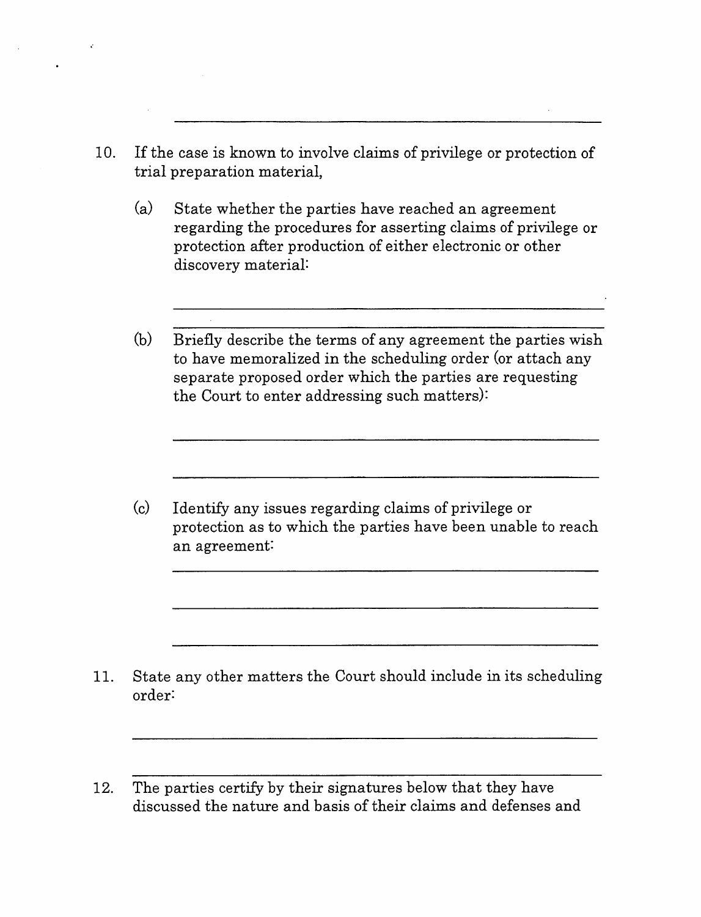______________________________________________

10. If the case is known to involve claims of privilege or protection of trial preparation material,

    (a) State whether the parties have reached an agreement regarding the procedures for asserting claims of privilege or protection after production of either electronic or other discovery material:

    ______________________________________________

    ______________________________________________

    (b) Briefly describe the terms of any agreement the parties wish to have memoralized in the scheduling order (or attach any separate proposed order which the parties are requesting the Court to enter addressing such matters):

    ______________________________________________

    ______________________________________________

    (c) Identify any issues regarding claims of privilege or protection as to which the parties have been unable to reach an agreement:

    ______________________________________________

    ______________________________________________

    ______________________________________________

11. State any other matters the Court should include in its scheduling order:

    ______________________________________________

    ______________________________________________

12. The parties certify by their signatures below that they have discussed the nature and basis of their claims and defenses and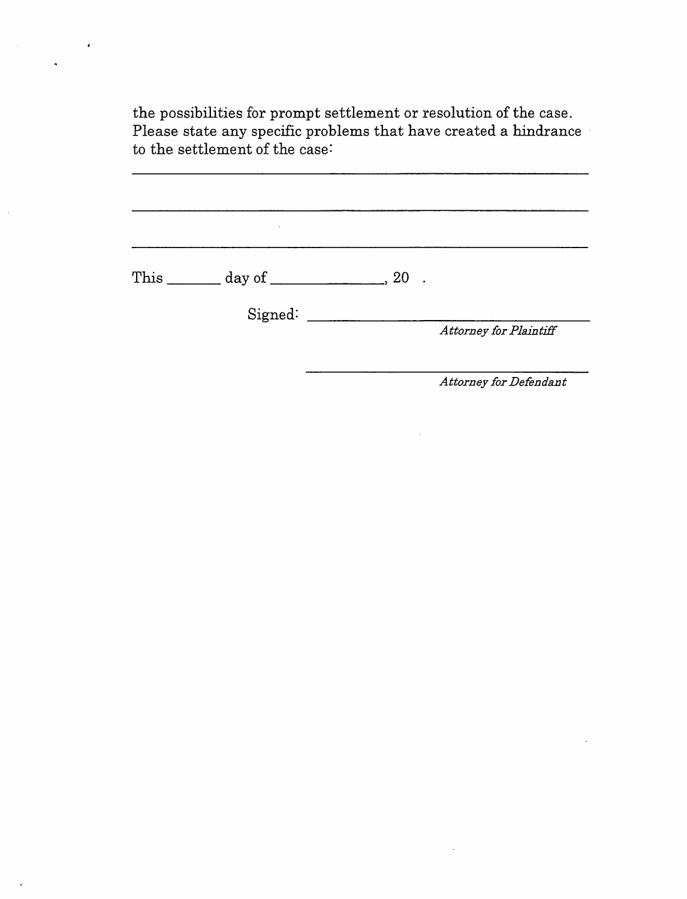the possibilities for prompt settlement or resolution of the case. Please state any specific problems that have created a hindrance to the settlement of the case:

_______________________________________________________________

_______________________________________________________________

_______________________________________________________________

This _______ day of _______________, 20 .

Signed: ___________________________________
*Attorney for Plaintiff*

___________________________________
*Attorney for Defendant*